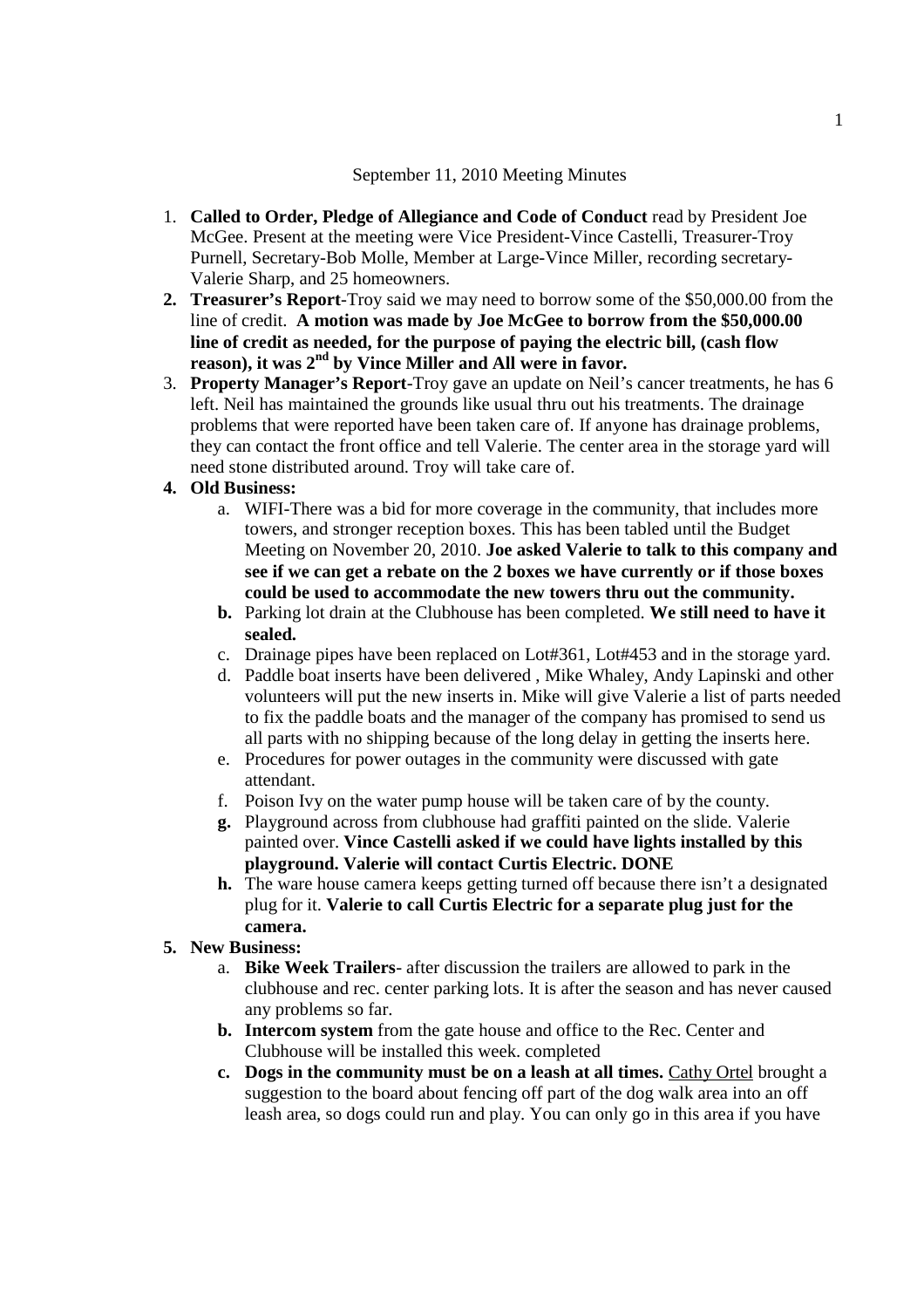September 11, 2010 Meeting Minutes

1. **Called to Order, Pledge of Allegiance and Code of Conduct** read by President Joe McGee. Present at the meeting were Vice President-Vince Castelli, Treasurer-Troy Purnell, Secretary-Bob Molle, Member at Large-Vince Miller, recording secretary-Valerie Sharp, and 25 homeowners.
2. **Treasurer's Report**-Troy said we may need to borrow some of the $50,000.00 from the line of credit. **A motion was made by Joe McGee to borrow from the $50,000.00 line of credit as needed, for the purpose of paying the electric bill, (cash flow reason), it was 2nd by Vince Miller and All were in favor.**
3. **Property Manager's Report**-Troy gave an update on Neil's cancer treatments, he has 6 left. Neil has maintained the grounds like usual thru out his treatments. The drainage problems that were reported have been taken care of. If anyone has drainage problems, they can contact the front office and tell Valerie. The center area in the storage yard will need stone distributed around. Troy will take care of.
4. **Old Business:**
   a. WIFI-There was a bid for more coverage in the community, that includes more towers, and stronger reception boxes. This has been tabled until the Budget Meeting on November 20, 2010. **Joe asked Valerie to talk to this company and see if we can get a rebate on the 2 boxes we have currently or if those boxes could be used to accommodate the new towers thru out the community.**
   b. Parking lot drain at the Clubhouse has been completed. **We still need to have it sealed.**
   c. Drainage pipes have been replaced on Lot#361, Lot#453 and in the storage yard.
   d. Paddle boat inserts have been delivered , Mike Whaley, Andy Lapinski and other volunteers will put the new inserts in. Mike will give Valerie a list of parts needed to fix the paddle boats and the manager of the company has promised to send us all parts with no shipping because of the long delay in getting the inserts here.
   e. Procedures for power outages in the community were discussed with gate attendant.
   f. Poison Ivy on the water pump house will be taken care of by the county.
   g. Playground across from clubhouse had graffiti painted on the slide. Valerie painted over. **Vince Castelli asked if we could have lights installed by this playground. Valerie will contact Curtis Electric. DONE**
   h. The ware house camera keeps getting turned off because there isn't a designated plug for it. **Valerie to call Curtis Electric for a separate plug just for the camera.**
5. **New Business:**
   a. **Bike Week Trailers**- after discussion the trailers are allowed to park in the clubhouse and rec. center parking lots. It is after the season and has never caused any problems so far.
   b. **Intercom system** from the gate house and office to the Rec. Center and Clubhouse will be installed this week. completed
   c. **Dogs in the community must be on a leash at all times.** Cathy Ortel brought a suggestion to the board about fencing off part of the dog walk area into an off leash area, so dogs could run and play. You can only go in this area if you have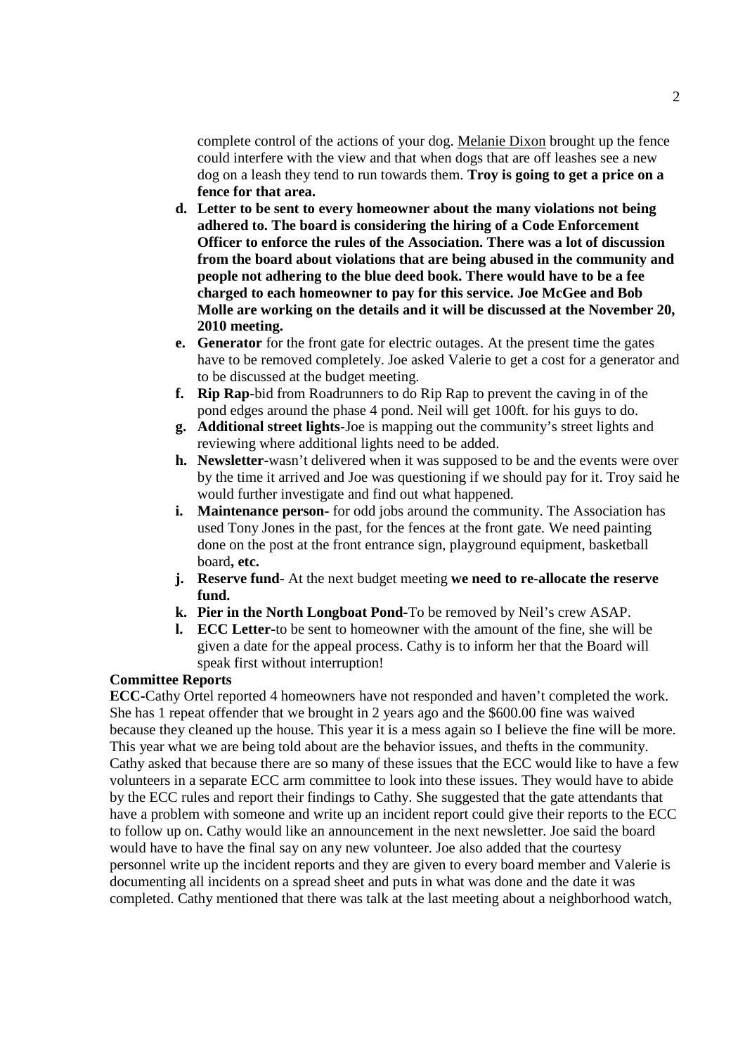complete control of the actions of your dog. Melanie Dixon brought up the fence could interfere with the view and that when dogs that are off leashes see a new dog on a leash they tend to run towards them. **Troy is going to get a price on a fence for that area.**

- **d. Letter to be sent to every homeowner about the many violations not being adhered to. The board is considering the hiring of a Code Enforcement Officer to enforce the rules of the Association. There was a lot of discussion from the board about violations that are being abused in the community and people not adhering to the blue deed book. There would have to be a fee charged to each homeowner to pay for this service. Joe McGee and Bob Molle are working on the details and it will be discussed at the November 20, 2010 meeting.**
- **e. Generator** for the front gate for electric outages. At the present time the gates have to be removed completely. Joe asked Valerie to get a cost for a generator and to be discussed at the budget meeting.
- **f. Rip Rap**-bid from Roadrunners to do Rip Rap to prevent the caving in of the pond edges around the phase 4 pond. Neil will get 100ft. for his guys to do.
- **g. Additional street lights**-Joe is mapping out the community's street lights and reviewing where additional lights need to be added.
- **h. Newsletter**-wasn't delivered when it was supposed to be and the events were over by the time it arrived and Joe was questioning if we should pay for it. Troy said he would further investigate and find out what happened.
- **i. Maintenance person**- for odd jobs around the community. The Association has used Tony Jones in the past, for the fences at the front gate. We need painting done on the post at the front entrance sign, playground equipment, basketball board**, etc.**
- **j. Reserve fund**- At the next budget meeting **we need to re-allocate the reserve fund.**
- **k. Pier in the North Longboat Pond**-To be removed by Neil's crew ASAP.
- **l. ECC Letter**-to be sent to homeowner with the amount of the fine, she will be given a date for the appeal process. Cathy is to inform her that the Board will speak first without interruption!

**Committee Reports**

**ECC**-Cathy Ortel reported 4 homeowners have not responded and haven't completed the work. She has 1 repeat offender that we brought in 2 years ago and the $600.00 fine was waived because they cleaned up the house. This year it is a mess again so I believe the fine will be more. This year what we are being told about are the behavior issues, and thefts in the community. Cathy asked that because there are so many of these issues that the ECC would like to have a few volunteers in a separate ECC arm committee to look into these issues. They would have to abide by the ECC rules and report their findings to Cathy. She suggested that the gate attendants that have a problem with someone and write up an incident report could give their reports to the ECC to follow up on. Cathy would like an announcement in the next newsletter. Joe said the board would have to have the final say on any new volunteer. Joe also added that the courtesy personnel write up the incident reports and they are given to every board member and Valerie is documenting all incidents on a spread sheet and puts in what was done and the date it was completed. Cathy mentioned that there was talk at the last meeting about a neighborhood watch,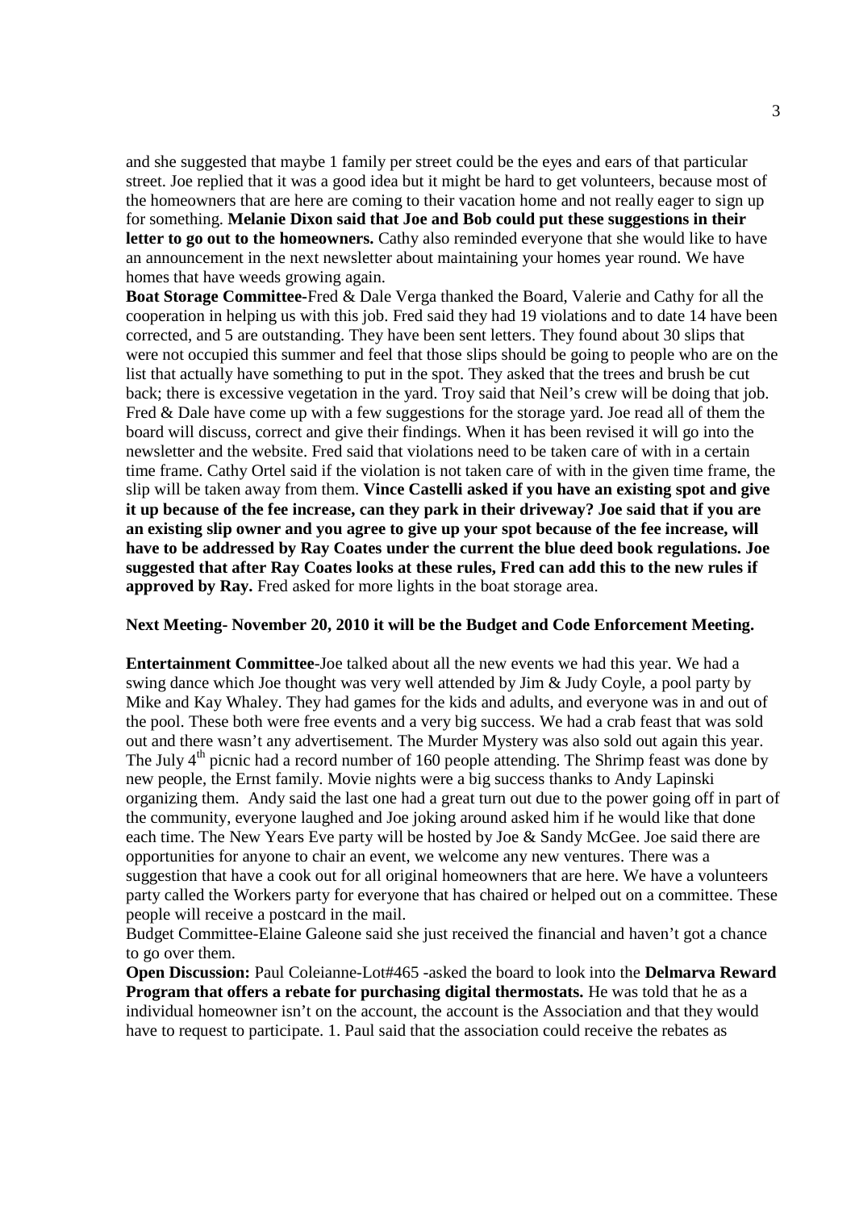and she suggested that maybe 1 family per street could be the eyes and ears of that particular street. Joe replied that it was a good idea but it might be hard to get volunteers, because most of the homeowners that are here are coming to their vacation home and not really eager to sign up for something. **Melanie Dixon said that Joe and Bob could put these suggestions in their letter to go out to the homeowners.** Cathy also reminded everyone that she would like to have an announcement in the next newsletter about maintaining your homes year round. We have homes that have weeds growing again.

**Boat Storage Committee-**Fred & Dale Verga thanked the Board, Valerie and Cathy for all the cooperation in helping us with this job. Fred said they had 19 violations and to date 14 have been corrected, and 5 are outstanding. They have been sent letters. They found about 30 slips that were not occupied this summer and feel that those slips should be going to people who are on the list that actually have something to put in the spot. They asked that the trees and brush be cut back; there is excessive vegetation in the yard. Troy said that Neil's crew will be doing that job. Fred & Dale have come up with a few suggestions for the storage yard. Joe read all of them the board will discuss, correct and give their findings. When it has been revised it will go into the newsletter and the website. Fred said that violations need to be taken care of with in a certain time frame. Cathy Ortel said if the violation is not taken care of with in the given time frame, the slip will be taken away from them. **Vince Castelli asked if you have an existing spot and give it up because of the fee increase, can they park in their driveway? Joe said that if you are an existing slip owner and you agree to give up your spot because of the fee increase, will have to be addressed by Ray Coates under the current the blue deed book regulations. Joe suggested that after Ray Coates looks at these rules, Fred can add this to the new rules if approved by Ray.** Fred asked for more lights in the boat storage area.

**Next Meeting- November 20, 2010 it will be the Budget and Code Enforcement Meeting.**

**Entertainment Committee-**Joe talked about all the new events we had this year. We had a swing dance which Joe thought was very well attended by Jim & Judy Coyle, a pool party by Mike and Kay Whaley. They had games for the kids and adults, and everyone was in and out of the pool. These both were free events and a very big success. We had a crab feast that was sold out and there wasn't any advertisement. The Murder Mystery was also sold out again this year. The July 4th picnic had a record number of 160 people attending. The Shrimp feast was done by new people, the Ernst family. Movie nights were a big success thanks to Andy Lapinski organizing them. Andy said the last one had a great turn out due to the power going off in part of the community, everyone laughed and Joe joking around asked him if he would like that done each time. The New Years Eve party will be hosted by Joe & Sandy McGee. Joe said there are opportunities for anyone to chair an event, we welcome any new ventures. There was a suggestion that have a cook out for all original homeowners that are here. We have a volunteers party called the Workers party for everyone that has chaired or helped out on a committee. These people will receive a postcard in the mail.

Budget Committee-Elaine Galeone said she just received the financial and haven't got a chance to go over them.

**Open Discussion:** Paul Coleianne-Lot#465 -asked the board to look into the **Delmarva Reward Program that offers a rebate for purchasing digital thermostats.** He was told that he as a individual homeowner isn't on the account, the account is the Association and that they would have to request to participate. 1. Paul said that the association could receive the rebates as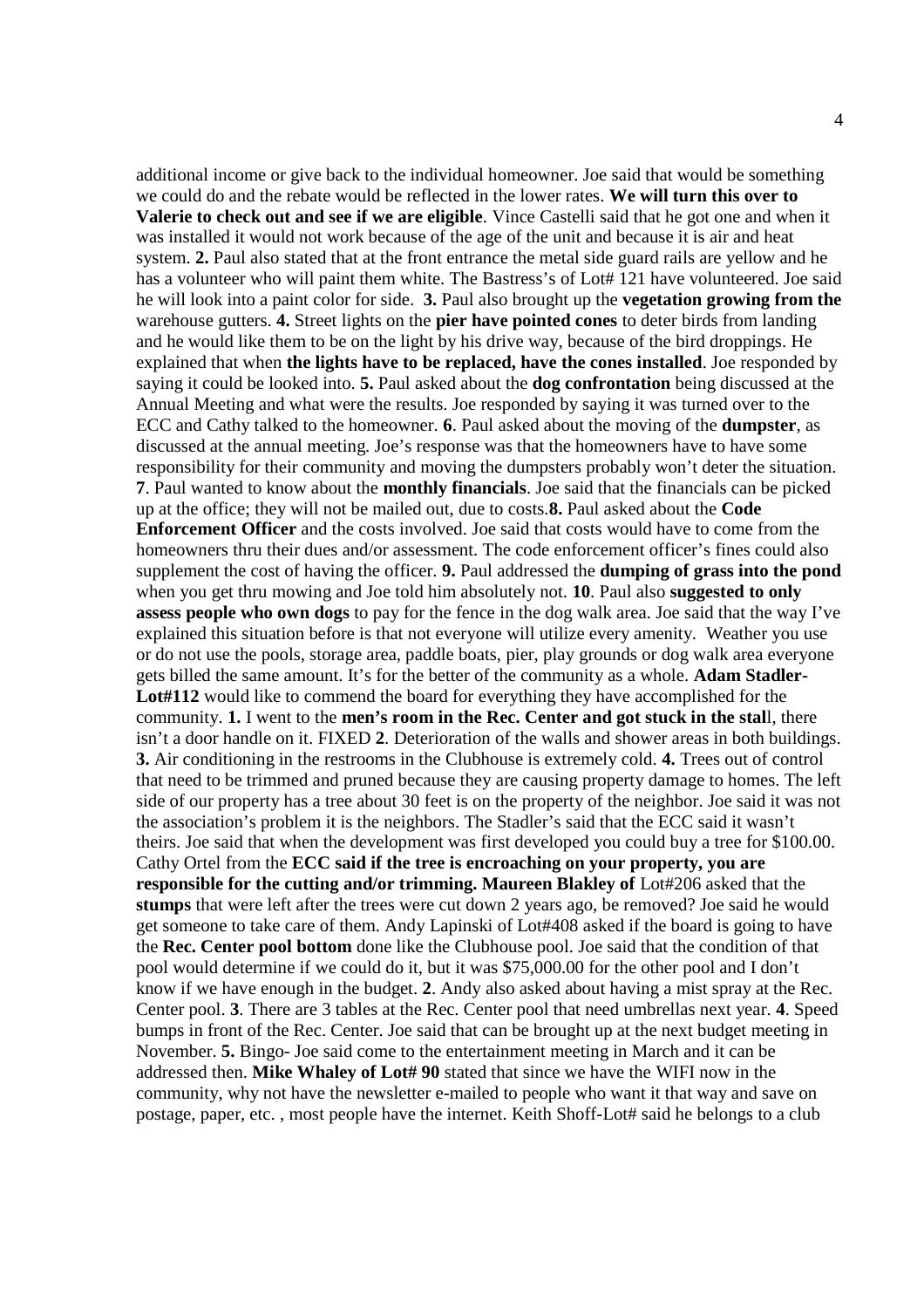additional income or give back to the individual homeowner. Joe said that would be something we could do and the rebate would be reflected in the lower rates. **We will turn this over to Valerie to check out and see if we are eligible**. Vince Castelli said that he got one and when it was installed it would not work because of the age of the unit and because it is air and heat system. **2.** Paul also stated that at the front entrance the metal side guard rails are yellow and he has a volunteer who will paint them white. The Bastress's of Lot# 121 have volunteered. Joe said he will look into a paint color for side. **3.** Paul also brought up the **vegetation growing from the** warehouse gutters. **4.** Street lights on the **pier have pointed cones** to deter birds from landing and he would like them to be on the light by his drive way, because of the bird droppings. He explained that when **the lights have to be replaced, have the cones installed**. Joe responded by saying it could be looked into. **5.** Paul asked about the **dog confrontation** being discussed at the Annual Meeting and what were the results. Joe responded by saying it was turned over to the ECC and Cathy talked to the homeowner. **6**. Paul asked about the moving of the **dumpster**, as discussed at the annual meeting. Joe's response was that the homeowners have to have some responsibility for their community and moving the dumpsters probably won't deter the situation. **7**. Paul wanted to know about the **monthly financials**. Joe said that the financials can be picked up at the office; they will not be mailed out, due to costs.**8.** Paul asked about the **Code Enforcement Officer** and the costs involved. Joe said that costs would have to come from the homeowners thru their dues and/or assessment. The code enforcement officer's fines could also supplement the cost of having the officer. **9.** Paul addressed the **dumping of grass into the pond** when you get thru mowing and Joe told him absolutely not. **10**. Paul also **suggested to only assess people who own dogs** to pay for the fence in the dog walk area. Joe said that the way I've explained this situation before is that not everyone will utilize every amenity. Weather you use or do not use the pools, storage area, paddle boats, pier, play grounds or dog walk area everyone gets billed the same amount. It's for the better of the community as a whole. **Adam Stadler-Lot#112** would like to commend the board for everything they have accomplished for the community. **1.** I went to the **men's room in the Rec. Center and got stuck in the stal**l, there isn't a door handle on it. FIXED **2**. Deterioration of the walls and shower areas in both buildings. **3.** Air conditioning in the restrooms in the Clubhouse is extremely cold. **4.** Trees out of control that need to be trimmed and pruned because they are causing property damage to homes. The left side of our property has a tree about 30 feet is on the property of the neighbor. Joe said it was not the association's problem it is the neighbors. The Stadler's said that the ECC said it wasn't theirs. Joe said that when the development was first developed you could buy a tree for $100.00. Cathy Ortel from the **ECC said if the tree is encroaching on your property, you are responsible for the cutting and/or trimming. Maureen Blakley of** Lot#206 asked that the **stumps** that were left after the trees were cut down 2 years ago, be removed? Joe said he would get someone to take care of them. Andy Lapinski of Lot#408 asked if the board is going to have the **Rec. Center pool bottom** done like the Clubhouse pool. Joe said that the condition of that pool would determine if we could do it, but it was $75,000.00 for the other pool and I don't know if we have enough in the budget. **2**. Andy also asked about having a mist spray at the Rec. Center pool. **3**. There are 3 tables at the Rec. Center pool that need umbrellas next year. **4**. Speed bumps in front of the Rec. Center. Joe said that can be brought up at the next budget meeting in November. **5.** Bingo- Joe said come to the entertainment meeting in March and it can be addressed then. **Mike Whaley of Lot# 90** stated that since we have the WIFI now in the community, why not have the newsletter e-mailed to people who want it that way and save on postage, paper, etc. , most people have the internet. Keith Shoff-Lot# said he belongs to a club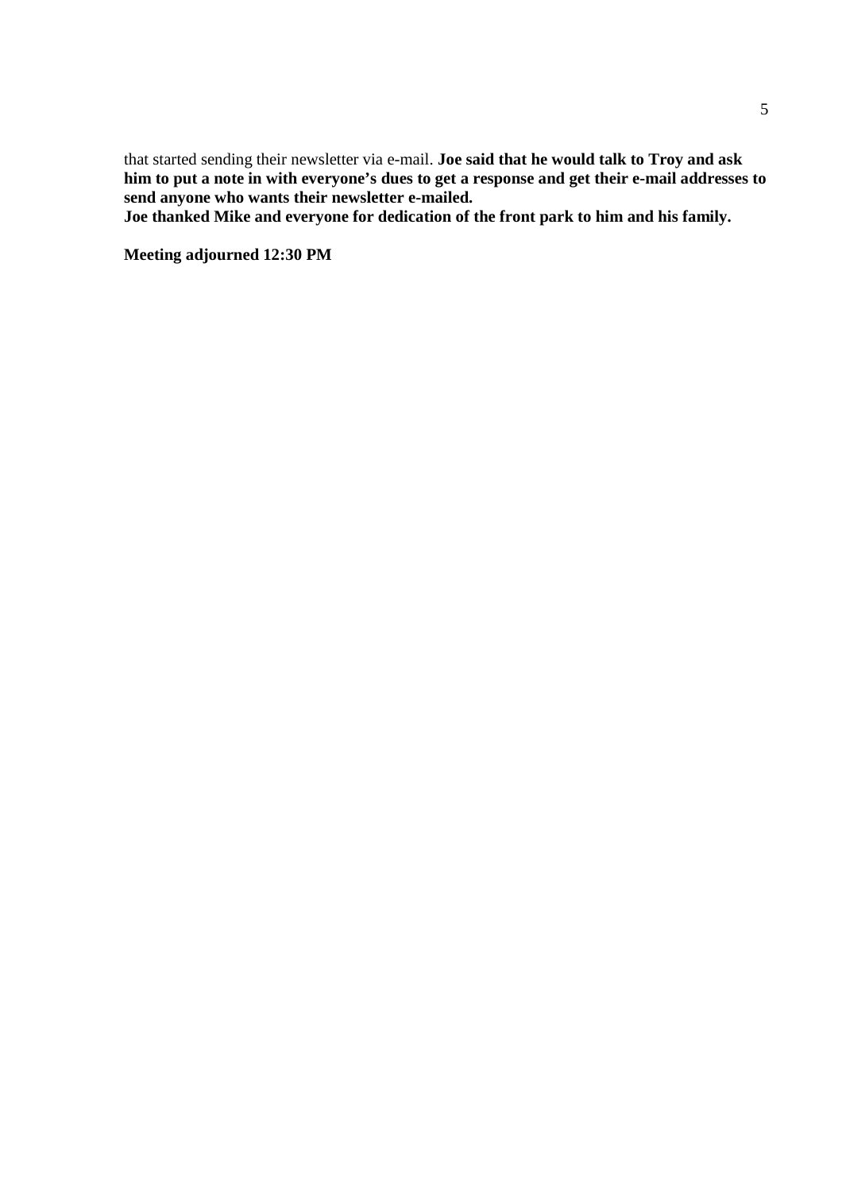that started sending their newsletter via e-mail. **Joe said that he would talk to Troy and ask him to put a note in with everyone's dues to get a response and get their e-mail addresses to send anyone who wants their newsletter e-mailed.**
**Joe thanked Mike and everyone for dedication of the front park to him and his family.**

**Meeting adjourned 12:30 PM**